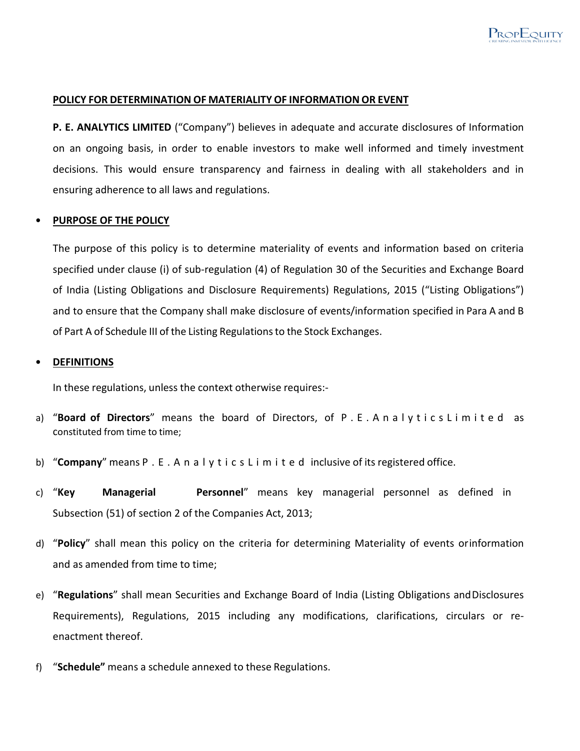## POLICY FOR DETERMINATION OF MATERIALITY OF INFORMATION OR EVENT

**P. E. ANALYTICS LIMITED** ("Company") believes in adequate and accurate disclosures of Information on an ongoing basis, in order to enable investors to make well informed and timely investment decisions. This would ensure transparency and fairness in dealing with all stakeholders and in ensuring adherence to all laws and regulations.

- **PURPOSE OF THE POLICY**

The purpose of this policy is to determine materiality of events and information based on criteria specified under clause (i) of sub-regulation (4) of Regulation 30 of the Securities and Exchange Board of India (Listing Obligations and Disclosure Requirements) Regulations, 2015 ("Listing Obligations") and to ensure that the Company shall make disclosure of events/information specified in Para A and B of Part A of Schedule III of the Listing Regulations to the Stock Exchanges.

- **DEFINITIONS**

In these regulations, unless the context otherwise requires:-

a) "**Board of Directors**" means the board of Directors, of P. E. Analytics Limited as constituted from time to time;

b) "**Company**" means P. E. Analytics Limited inclusive of its registered office.

c) "**Key Managerial Personnel**" means key managerial personnel as defined in Subsection (51) of section 2 of the Companies Act, 2013;

d) "**Policy**" shall mean this policy on the criteria for determining Materiality of events or information and as amended from time to time;

e) "**Regulations**" shall mean Securities and Exchange Board of India (Listing Obligations and Disclosures Requirements), Regulations, 2015 including any modifications, clarifications, circulars or re-enactment thereof.

f) "**Schedule**" means a schedule annexed to these Regulations.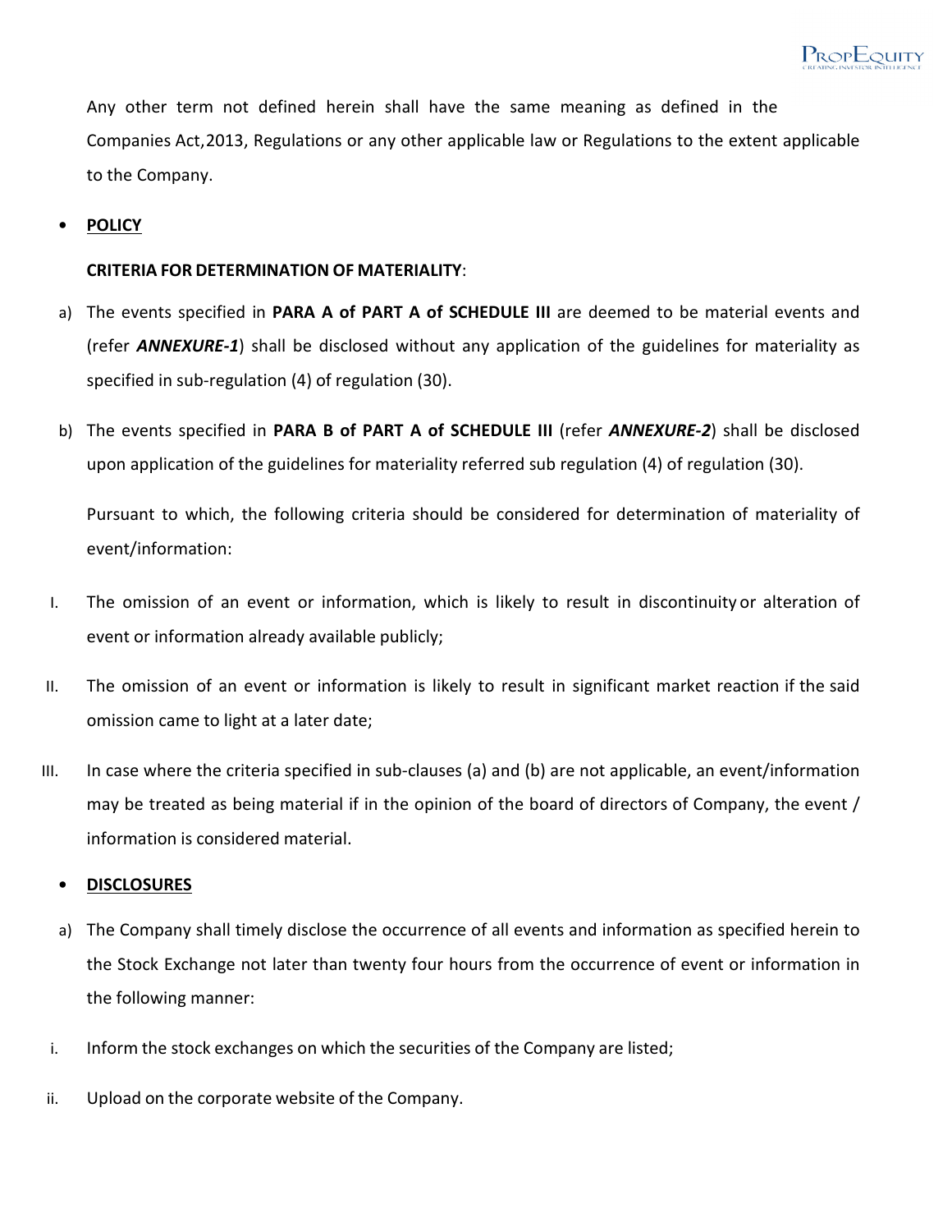Any other term not defined herein shall have the same meaning as defined in the Companies Act,2013, Regulations or any other applicable law or Regulations to the extent applicable to the Company.

- **POLICY**

**CRITERIA FOR DETERMINATION OF MATERIALITY**:

a) The events specified in **PARA A of PART A of SCHEDULE III** are deemed to be material events and (refer ***ANNEXURE-1***) shall be disclosed without any application of the guidelines for materiality as specified in sub-regulation (4) of regulation (30).

b) The events specified in **PARA B of PART A of SCHEDULE III** (refer ***ANNEXURE-2***) shall be disclosed upon application of the guidelines for materiality referred sub regulation (4) of regulation (30).

Pursuant to which, the following criteria should be considered for determination of materiality of event/information:

I. The omission of an event or information, which is likely to result in discontinuity or alteration of event or information already available publicly;

II. The omission of an event or information is likely to result in significant market reaction if the said omission came to light at a later date;

III. In case where the criteria specified in sub-clauses (a) and (b) are not applicable, an event/information may be treated as being material if in the opinion of the board of directors of Company, the event / information is considered material.

- **DISCLOSURES**

a) The Company shall timely disclose the occurrence of all events and information as specified herein to the Stock Exchange not later than twenty four hours from the occurrence of event or information in the following manner:

i. Inform the stock exchanges on which the securities of the Company are listed;

ii. Upload on the corporate website of the Company.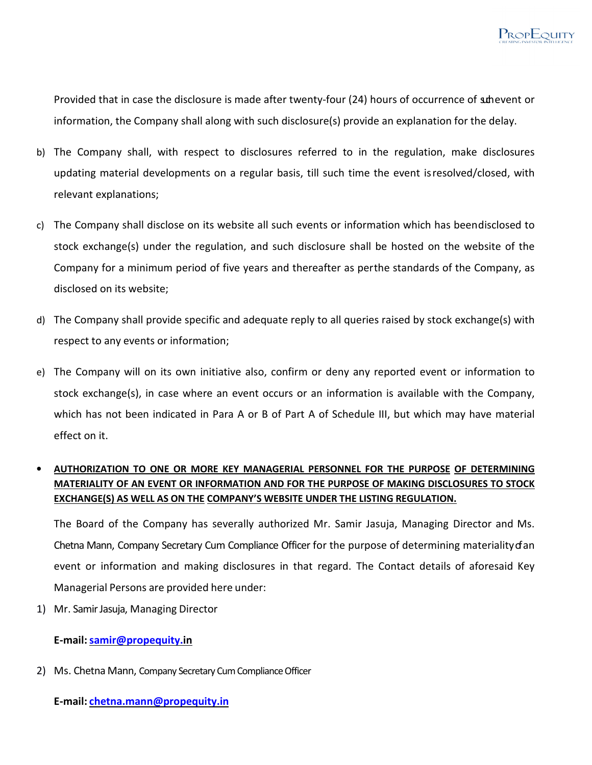Provided that in case the disclosure is made after twenty-four (24) hours of occurrence of such event or information, the Company shall along with such disclosure(s) provide an explanation for the delay.

b) The Company shall, with respect to disclosures referred to in the regulation, make disclosures updating material developments on a regular basis, till such time the event is resolved/closed, with relevant explanations;

c) The Company shall disclose on its website all such events or information which has been disclosed to stock exchange(s) under the regulation, and such disclosure shall be hosted on the website of the Company for a minimum period of five years and thereafter as per the standards of the Company, as disclosed on its website;

d) The Company shall provide specific and adequate reply to all queries raised by stock exchange(s) with respect to any events or information;

e) The Company will on its own initiative also, confirm or deny any reported event or information to stock exchange(s), in case where an event occurs or an information is available with the Company, which has not been indicated in Para A or B of Part A of Schedule III, but which may have material effect on it.

- **AUTHORIZATION TO ONE OR MORE KEY MANAGERIAL PERSONNEL FOR THE PURPOSE OF DETERMINING MATERIALITY OF AN EVENT OR INFORMATION AND FOR THE PURPOSE OF MAKING DISCLOSURES TO STOCK EXCHANGE(S) AS WELL AS ON THE COMPANY'S WEBSITE UNDER THE LISTING REGULATION.**

The Board of the Company has severally authorized Mr. Samir Jasuja, Managing Director and Ms. Chetna Mann, Company Secretary Cum Compliance Officer for the purpose of determining materiality of an event or information and making disclosures in that regard. The Contact details of aforesaid Key Managerial Persons are provided here under:

1) Mr. Samir Jasuja, Managing Director

   **E-mail: samir@propequity.in**

2) Ms. Chetna Mann, Company Secretary Cum Compliance Officer

   **E-mail: chetna.mann@propequity.in**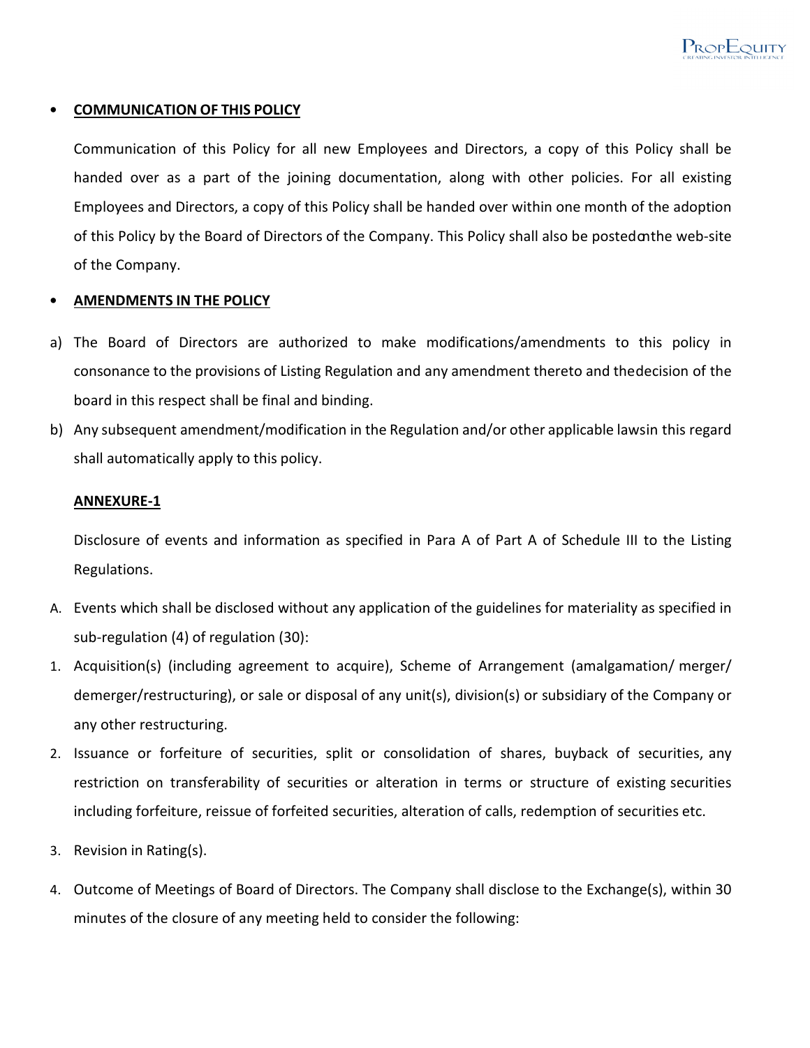- **COMMUNICATION OF THIS POLICY**

  Communication of this Policy for all new Employees and Directors, a copy of this Policy shall be handed over as a part of the joining documentation, along with other policies. For all existing Employees and Directors, a copy of this Policy shall be handed over within one month of the adoption of this Policy by the Board of Directors of the Company. This Policy shall also be posted on the web-site of the Company.

- **AMENDMENTS IN THE POLICY**

a) The Board of Directors are authorized to make modifications/amendments to this policy in consonance to the provisions of Listing Regulation and any amendment thereto and the decision of the board in this respect shall be final and binding.

b) Any subsequent amendment/modification in the Regulation and/or other applicable laws in this regard shall automatically apply to this policy.

**ANNEXURE-1**

Disclosure of events and information as specified in Para A of Part A of Schedule III to the Listing Regulations.

A. Events which shall be disclosed without any application of the guidelines for materiality as specified in sub-regulation (4) of regulation (30):

1. Acquisition(s) (including agreement to acquire), Scheme of Arrangement (amalgamation/ merger/ demerger/restructuring), or sale or disposal of any unit(s), division(s) or subsidiary of the Company or any other restructuring.
2. Issuance or forfeiture of securities, split or consolidation of shares, buyback of securities, any restriction on transferability of securities or alteration in terms or structure of existing securities including forfeiture, reissue of forfeited securities, alteration of calls, redemption of securities etc.
3. Revision in Rating(s).
4. Outcome of Meetings of Board of Directors. The Company shall disclose to the Exchange(s), within 30 minutes of the closure of any meeting held to consider the following: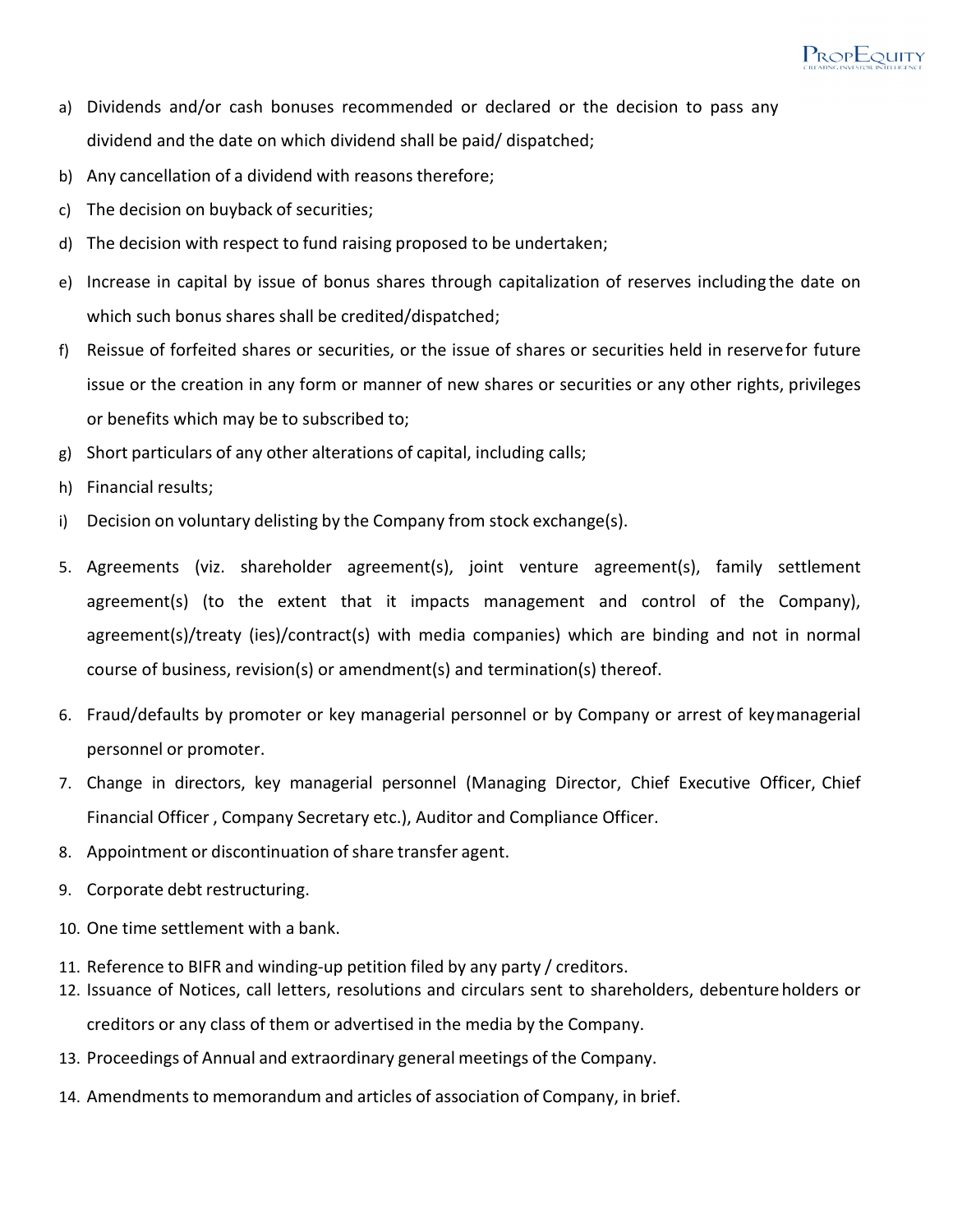a) Dividends and/or cash bonuses recommended or declared or the decision to pass any dividend and the date on which dividend shall be paid/ dispatched;
b) Any cancellation of a dividend with reasons therefore;
c) The decision on buyback of securities;
d) The decision with respect to fund raising proposed to be undertaken;
e) Increase in capital by issue of bonus shares through capitalization of reserves including the date on which such bonus shares shall be credited/dispatched;
f) Reissue of forfeited shares or securities, or the issue of shares or securities held in reserve for future issue or the creation in any form or manner of new shares or securities or any other rights, privileges or benefits which may be to subscribed to;
g) Short particulars of any other alterations of capital, including calls;
h) Financial results;
i) Decision on voluntary delisting by the Company from stock exchange(s).

5. Agreements (viz. shareholder agreement(s), joint venture agreement(s), family settlement agreement(s) (to the extent that it impacts management and control of the Company), agreement(s)/treaty (ies)/contract(s) with media companies) which are binding and not in normal course of business, revision(s) or amendment(s) and termination(s) thereof.
6. Fraud/defaults by promoter or key managerial personnel or by Company or arrest of key managerial personnel or promoter.
7. Change in directors, key managerial personnel (Managing Director, Chief Executive Officer, Chief Financial Officer , Company Secretary etc.), Auditor and Compliance Officer.
8. Appointment or discontinuation of share transfer agent.
9. Corporate debt restructuring.
10. One time settlement with a bank.
11. Reference to BIFR and winding-up petition filed by any party / creditors.
12. Issuance of Notices, call letters, resolutions and circulars sent to shareholders, debenture holders or creditors or any class of them or advertised in the media by the Company.
13. Proceedings of Annual and extraordinary general meetings of the Company.
14. Amendments to memorandum and articles of association of Company, in brief.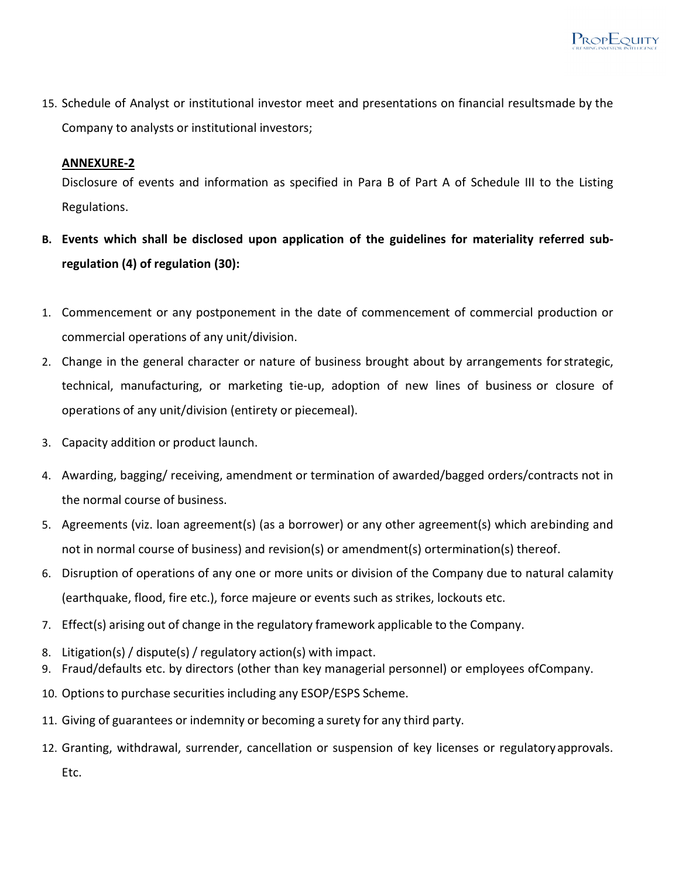15. Schedule of Analyst or institutional investor meet and presentations on financial resultsmade by the Company to analysts or institutional investors;

**ANNEXURE-2**

Disclosure of events and information as specified in Para B of Part A of Schedule III to the Listing Regulations.

**B. Events which shall be disclosed upon application of the guidelines for materiality referred sub-regulation (4) of regulation (30):**

1. Commencement or any postponement in the date of commencement of commercial production or commercial operations of any unit/division.
2. Change in the general character or nature of business brought about by arrangements for strategic, technical, manufacturing, or marketing tie-up, adoption of new lines of business or closure of operations of any unit/division (entirety or piecemeal).
3. Capacity addition or product launch.
4. Awarding, bagging/ receiving, amendment or termination of awarded/bagged orders/contracts not in the normal course of business.
5. Agreements (viz. loan agreement(s) (as a borrower) or any other agreement(s) which arebinding and not in normal course of business) and revision(s) or amendment(s) ortermination(s) thereof.
6. Disruption of operations of any one or more units or division of the Company due to natural calamity (earthquake, flood, fire etc.), force majeure or events such as strikes, lockouts etc.
7. Effect(s) arising out of change in the regulatory framework applicable to the Company.
8. Litigation(s) / dispute(s) / regulatory action(s) with impact.
9. Fraud/defaults etc. by directors (other than key managerial personnel) or employees ofCompany.
10. Options to purchase securities including any ESOP/ESPS Scheme.
11. Giving of guarantees or indemnity or becoming a surety for any third party.
12. Granting, withdrawal, surrender, cancellation or suspension of key licenses or regulatory approvals. Etc.